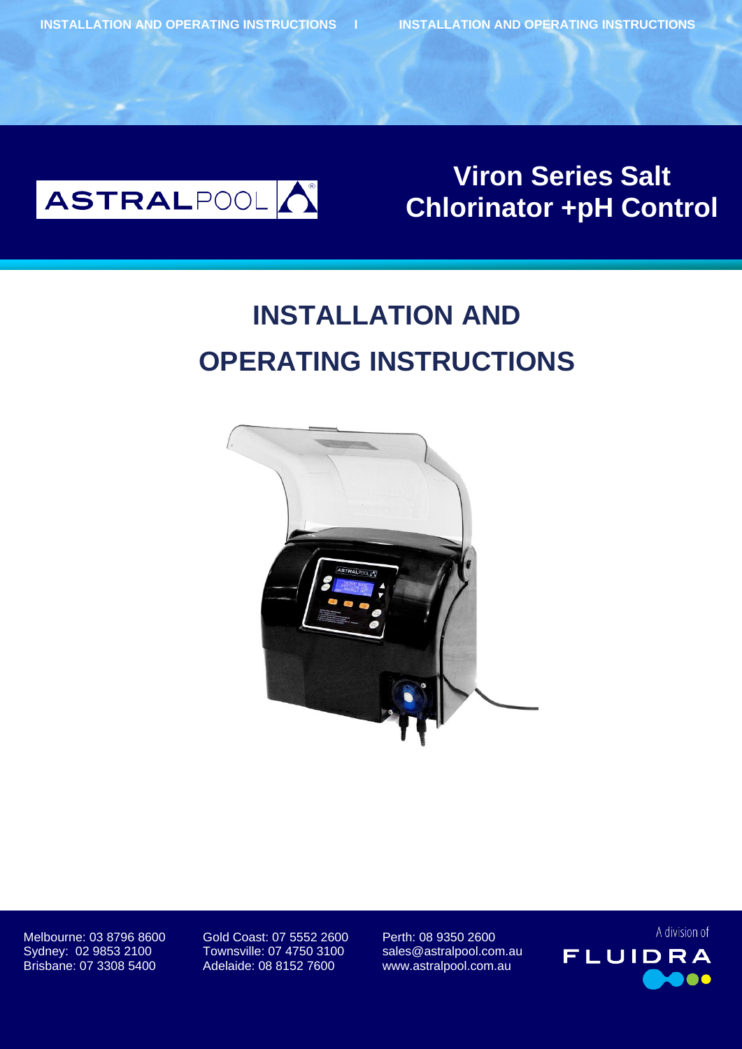ASTRALPOOL

# Viron Series Salt Chlorinator +pH Control

# INSTALLATION AND OPERATING INSTRUCTIONS

Melbourne: 03 8796 8600
Sydney: 02 9853 2100
Brisbane: 07 3308 5400

Gold Coast: 07 5552 2600
Townsville: 07 4750 3100
Adelaide: 08 8152 7600

Perth: 08 9350 2600
sales@astralpool.com.au
www.astralpool.com.au

A division of FLUIDRA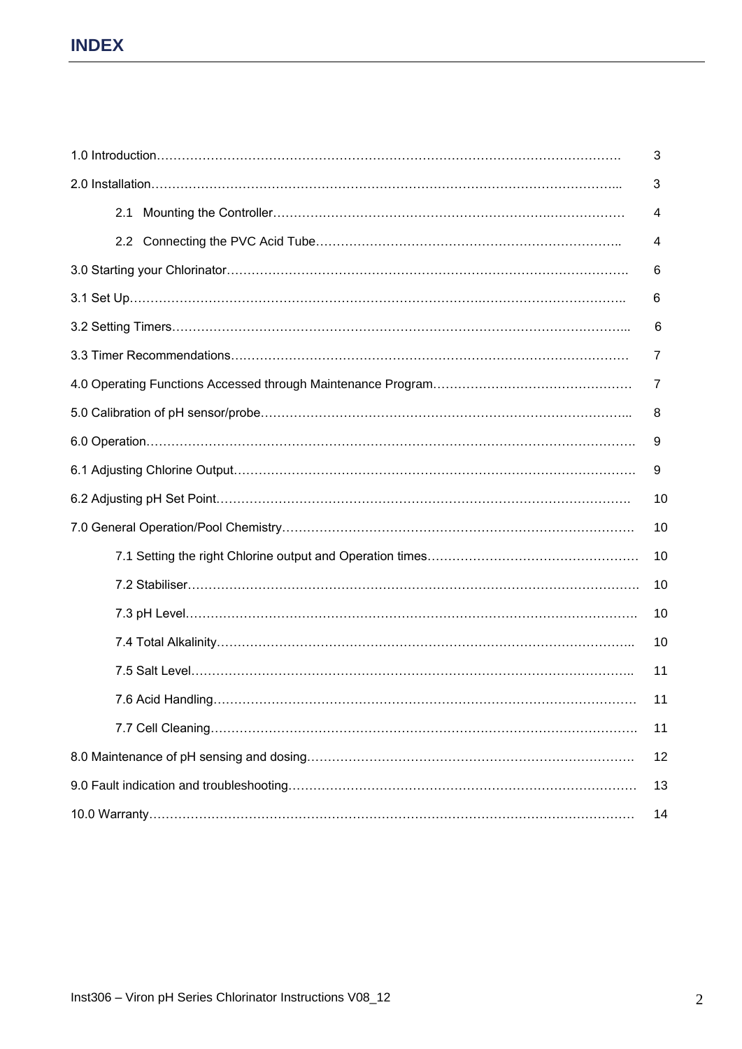# INDEX

| | |
|---|---|
| 1.0 Introduction | 3 |
| 2.0 Installation | 3 |
| 2.1 Mounting the Controller | 4 |
| 2.2 Connecting the PVC Acid Tube | 4 |
| 3.0 Starting your Chlorinator | 6 |
| 3.1 Set Up | 6 |
| 3.2 Setting Timers | 6 |
| 3.3 Timer Recommendations | 7 |
| 4.0 Operating Functions Accessed through Maintenance Program | 7 |
| 5.0 Calibration of pH sensor/probe | 8 |
| 6.0 Operation | 9 |
| 6.1 Adjusting Chlorine Output | 9 |
| 6.2 Adjusting pH Set Point | 10 |
| 7.0 General Operation/Pool Chemistry | 10 |
| 7.1 Setting the right Chlorine output and Operation times | 10 |
| 7.2 Stabiliser | 10 |
| 7.3 pH Level | 10 |
| 7.4 Total Alkalinity | 10 |
| 7.5 Salt Level | 11 |
| 7.6 Acid Handling | 11 |
| 7.7 Cell Cleaning | 11 |
| 8.0 Maintenance of pH sensing and dosing | 12 |
| 9.0 Fault indication and troubleshooting | 13 |
| 10.0 Warranty | 14 |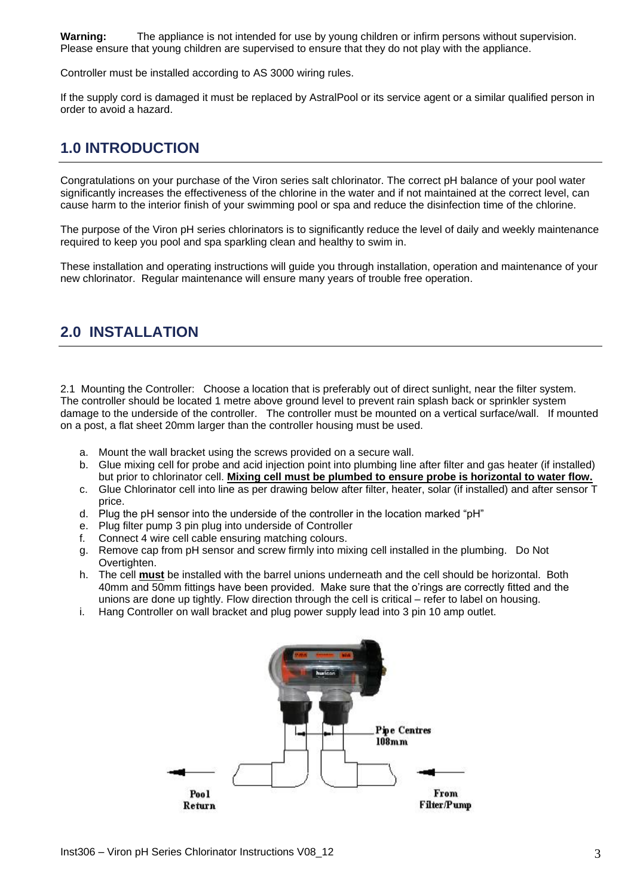**Warning:** The appliance is not intended for use by young children or infirm persons without supervision. Please ensure that young children are supervised to ensure that they do not play with the appliance.

Controller must be installed according to AS 3000 wiring rules.

If the supply cord is damaged it must be replaced by AstralPool or its service agent or a similar qualified person in order to avoid a hazard.

## 1.0 INTRODUCTION

Congratulations on your purchase of the Viron series salt chlorinator. The correct pH balance of your pool water significantly increases the effectiveness of the chlorine in the water and if not maintained at the correct level, can cause harm to the interior finish of your swimming pool or spa and reduce the disinfection time of the chlorine.

The purpose of the Viron pH series chlorinators is to significantly reduce the level of daily and weekly maintenance required to keep you pool and spa sparkling clean and healthy to swim in.

These installation and operating instructions will guide you through installation, operation and maintenance of your new chlorinator. Regular maintenance will ensure many years of trouble free operation.

## 2.0 INSTALLATION

2.1 Mounting the Controller: Choose a location that is preferably out of direct sunlight, near the filter system. The controller should be located 1 metre above ground level to prevent rain splash back or sprinkler system damage to the underside of the controller. The controller must be mounted on a vertical surface/wall. If mounted on a post, a flat sheet 20mm larger than the controller housing must be used.

a. Mount the wall bracket using the screws provided on a secure wall.
b. Glue mixing cell for probe and acid injection point into plumbing line after filter and gas heater (if installed) but prior to chlorinator cell. **Mixing cell must be plumbed to ensure probe is horizontal to water flow.**
c. Glue Chlorinator cell into line as per drawing below after filter, heater, solar (if installed) and after sensor T price.
d. Plug the pH sensor into the underside of the controller in the location marked "pH"
e. Plug filter pump 3 pin plug into underside of Controller
f. Connect 4 wire cell cable ensuring matching colours.
g. Remove cap from pH sensor and screw firmly into mixing cell installed in the plumbing. Do Not Overtighten.
h. The cell **must** be installed with the barrel unions underneath and the cell should be horizontal. Both 40mm and 50mm fittings have been provided. Make sure that the o'rings are correctly fitted and the unions are done up tightly. Flow direction through the cell is critical – refer to label on housing.
i. Hang Controller on wall bracket and plug power supply lead into 3 pin 10 amp outlet.

Pipe Centres 108mm

Pool Return

From Filter/Pump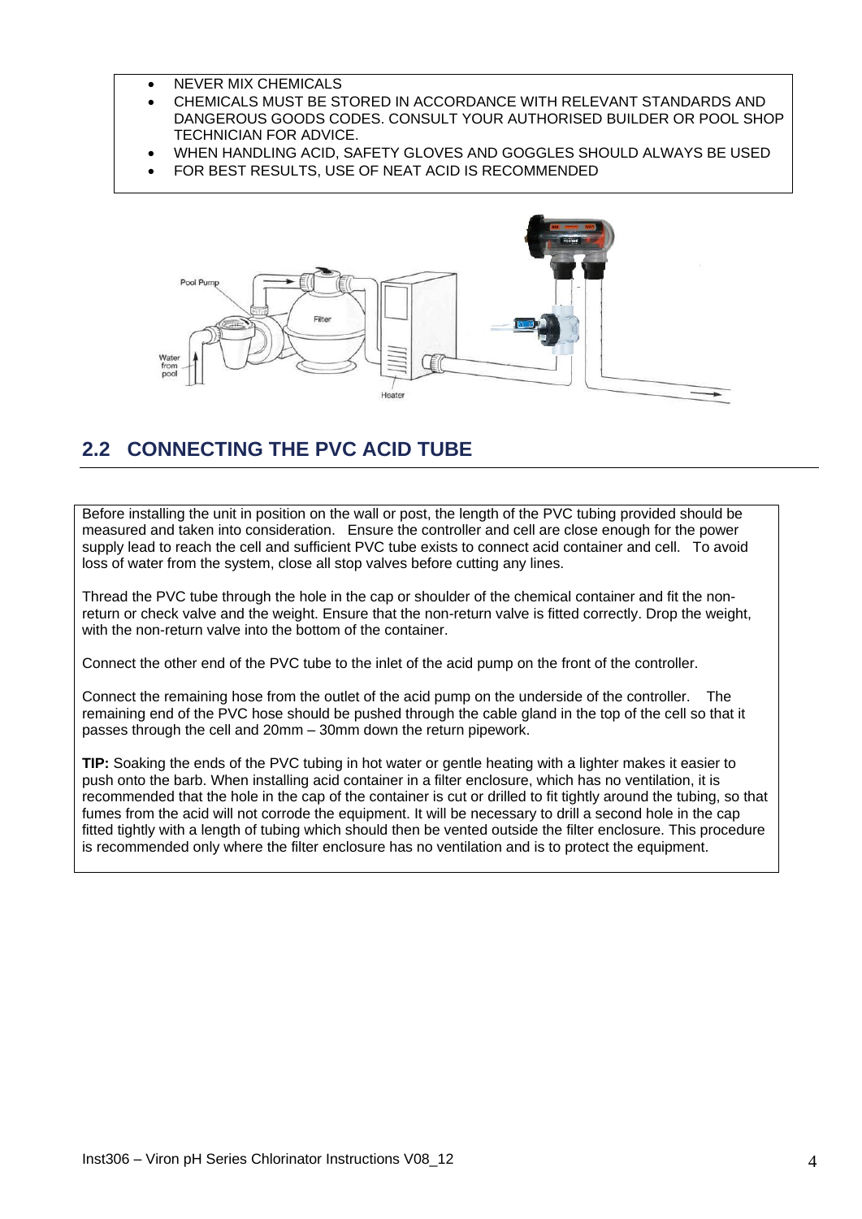- NEVER MIX CHEMICALS
- CHEMICALS MUST BE STORED IN ACCORDANCE WITH RELEVANT STANDARDS AND DANGEROUS GOODS CODES. CONSULT YOUR AUTHORISED BUILDER OR POOL SHOP TECHNICIAN FOR ADVICE.
- WHEN HANDLING ACID, SAFETY GLOVES AND GOGGLES SHOULD ALWAYS BE USED
- FOR BEST RESULTS, USE OF NEAT ACID IS RECOMMENDED

## 2.2 CONNECTING THE PVC ACID TUBE

Before installing the unit in position on the wall or post, the length of the PVC tubing provided should be measured and taken into consideration. Ensure the controller and cell are close enough for the power supply lead to reach the cell and sufficient PVC tube exists to connect acid container and cell. To avoid loss of water from the system, close all stop valves before cutting any lines.

Thread the PVC tube through the hole in the cap or shoulder of the chemical container and fit the non-return or check valve and the weight. Ensure that the non-return valve is fitted correctly. Drop the weight, with the non-return valve into the bottom of the container.

Connect the other end of the PVC tube to the inlet of the acid pump on the front of the controller.

Connect the remaining hose from the outlet of the acid pump on the underside of the controller. The remaining end of the PVC hose should be pushed through the cable gland in the top of the cell so that it passes through the cell and 20mm – 30mm down the return pipework.

**TIP:** Soaking the ends of the PVC tubing in hot water or gentle heating with a lighter makes it easier to push onto the barb. When installing acid container in a filter enclosure, which has no ventilation, it is recommended that the hole in the cap of the container is cut or drilled to fit tightly around the tubing, so that fumes from the acid will not corrode the equipment. It will be necessary to drill a second hole in the cap fitted tightly with a length of tubing which should then be vented outside the filter enclosure. This procedure is recommended only where the filter enclosure has no ventilation and is to protect the equipment.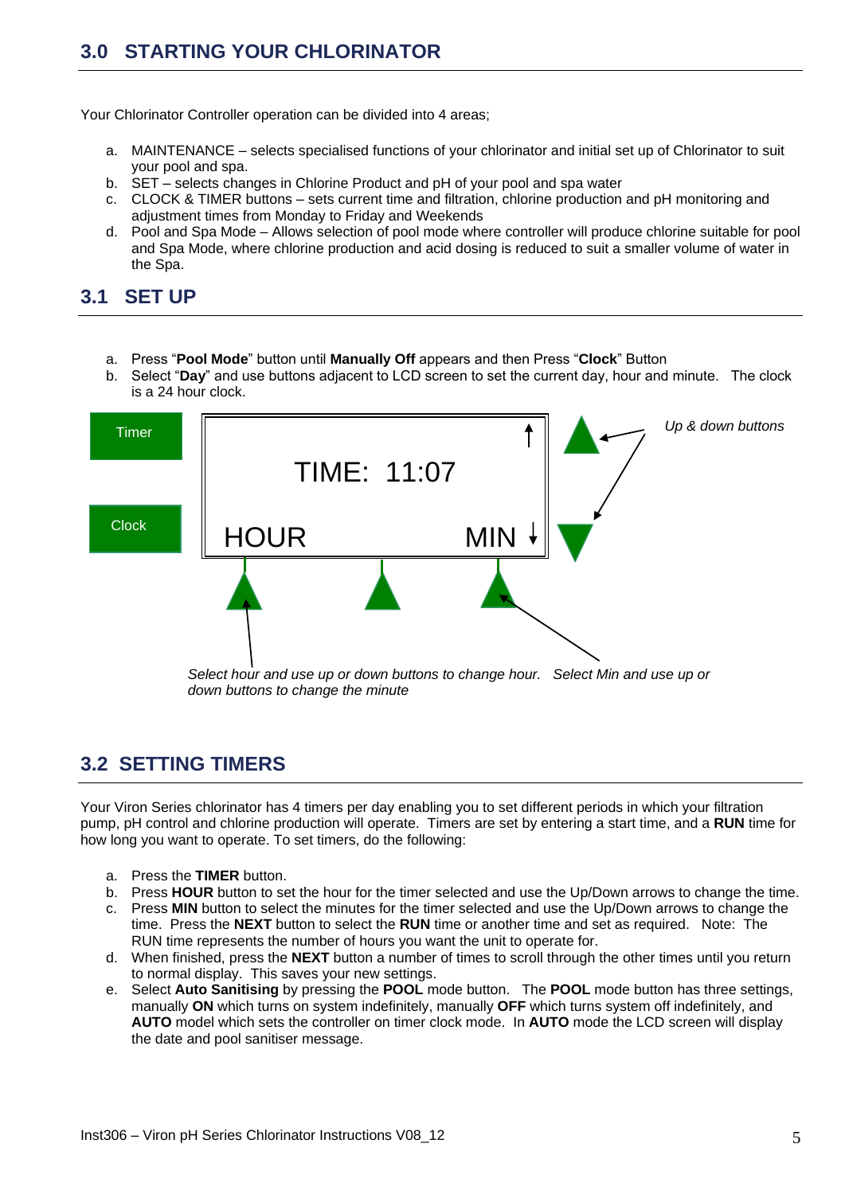## 3.0 STARTING YOUR CHLORINATOR

Your Chlorinator Controller operation can be divided into 4 areas;

a. MAINTENANCE – selects specialised functions of your chlorinator and initial set up of Chlorinator to suit your pool and spa.
b. SET – selects changes in Chlorine Product and pH of your pool and spa water
c. CLOCK & TIMER buttons – sets current time and filtration, chlorine production and pH monitoring and adjustment times from Monday to Friday and Weekends
d. Pool and Spa Mode – Allows selection of pool mode where controller will produce chlorine suitable for pool and Spa Mode, where chlorine production and acid dosing is reduced to suit a smaller volume of water in the Spa.

## 3.1 SET UP

a. Press "**Pool Mode**" button until **Manually Off** appears and then Press "**Clock**" Button
b. Select "**Day**" and use buttons adjacent to LCD screen to set the current day, hour and minute. The clock is a 24 hour clock.

Timer

Clock

TIME: 11:07

HOUR MIN

*Up & down buttons*

*Select hour and use up or down buttons to change hour. Select Min and use up or down buttons to change the minute*

## 3.2 SETTING TIMERS

Your Viron Series chlorinator has 4 timers per day enabling you to set different periods in which your filtration pump, pH control and chlorine production will operate. Timers are set by entering a start time, and a **RUN** time for how long you want to operate. To set timers, do the following:

a. Press the **TIMER** button.
b. Press **HOUR** button to set the hour for the timer selected and use the Up/Down arrows to change the time.
c. Press **MIN** button to select the minutes for the timer selected and use the Up/Down arrows to change the time. Press the **NEXT** button to select the **RUN** time or another time and set as required. Note: The RUN time represents the number of hours you want the unit to operate for.
d. When finished, press the **NEXT** button a number of times to scroll through the other times until you return to normal display. This saves your new settings.
e. Select **Auto Sanitising** by pressing the **POOL** mode button. The **POOL** mode button has three settings, manually **ON** which turns on system indefinitely, manually **OFF** which turns system off indefinitely, and **AUTO** model which sets the controller on timer clock mode. In **AUTO** mode the LCD screen will display the date and pool sanitiser message.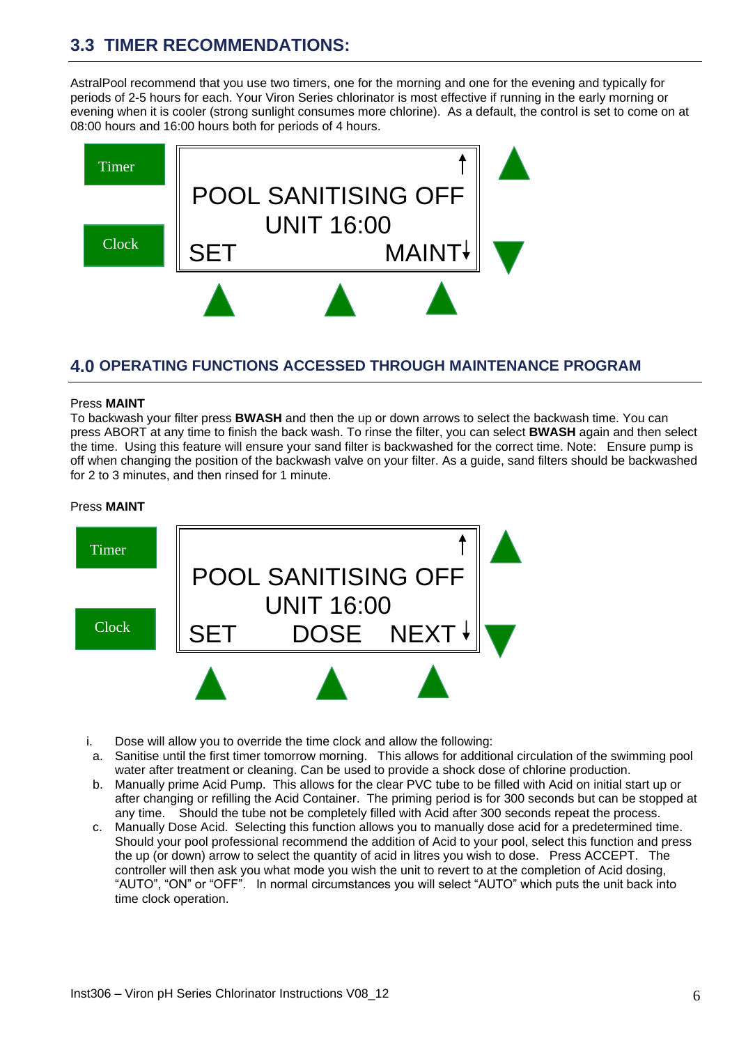## 3.3 TIMER RECOMMENDATIONS:

AstralPool recommend that you use two timers, one for the morning and one for the evening and typically for periods of 2-5 hours for each. Your Viron Series chlorinator is most effective if running in the early morning or evening when it is cooler (strong sunlight consumes more chlorine). As a default, the control is set to come on at 08:00 hours and 16:00 hours both for periods of 4 hours.

Timer

Clock

POOL SANITISING OFF
UNIT 16:00
SET MAINT

## 4.0 OPERATING FUNCTIONS ACCESSED THROUGH MAINTENANCE PROGRAM

Press **MAINT**

To backwash your filter press **BWASH** and then the up or down arrows to select the backwash time. You can press ABORT at any time to finish the back wash. To rinse the filter, you can select **BWASH** again and then select the time. Using this feature will ensure your sand filter is backwashed for the correct time. Note: Ensure pump is off when changing the position of the backwash valve on your filter. As a guide, sand filters should be backwashed for 2 to 3 minutes, and then rinsed for 1 minute.

Press **MAINT**

Timer

Clock

POOL SANITISING OFF
UNIT 16:00
SET DOSE NEXT

i. Dose will allow you to override the time clock and allow the following:

a. Sanitise until the first timer tomorrow morning. This allows for additional circulation of the swimming pool water after treatment or cleaning. Can be used to provide a shock dose of chlorine production.

b. Manually prime Acid Pump. This allows for the clear PVC tube to be filled with Acid on initial start up or after changing or refilling the Acid Container. The priming period is for 300 seconds but can be stopped at any time. Should the tube not be completely filled with Acid after 300 seconds repeat the process.

c. Manually Dose Acid. Selecting this function allows you to manually dose acid for a predetermined time. Should your pool professional recommend the addition of Acid to your pool, select this function and press the up (or down) arrow to select the quantity of acid in litres you wish to dose. Press ACCEPT. The controller will then ask you what mode you wish the unit to revert to at the completion of Acid dosing, "AUTO", "ON" or "OFF". In normal circumstances you will select "AUTO" which puts the unit back into time clock operation.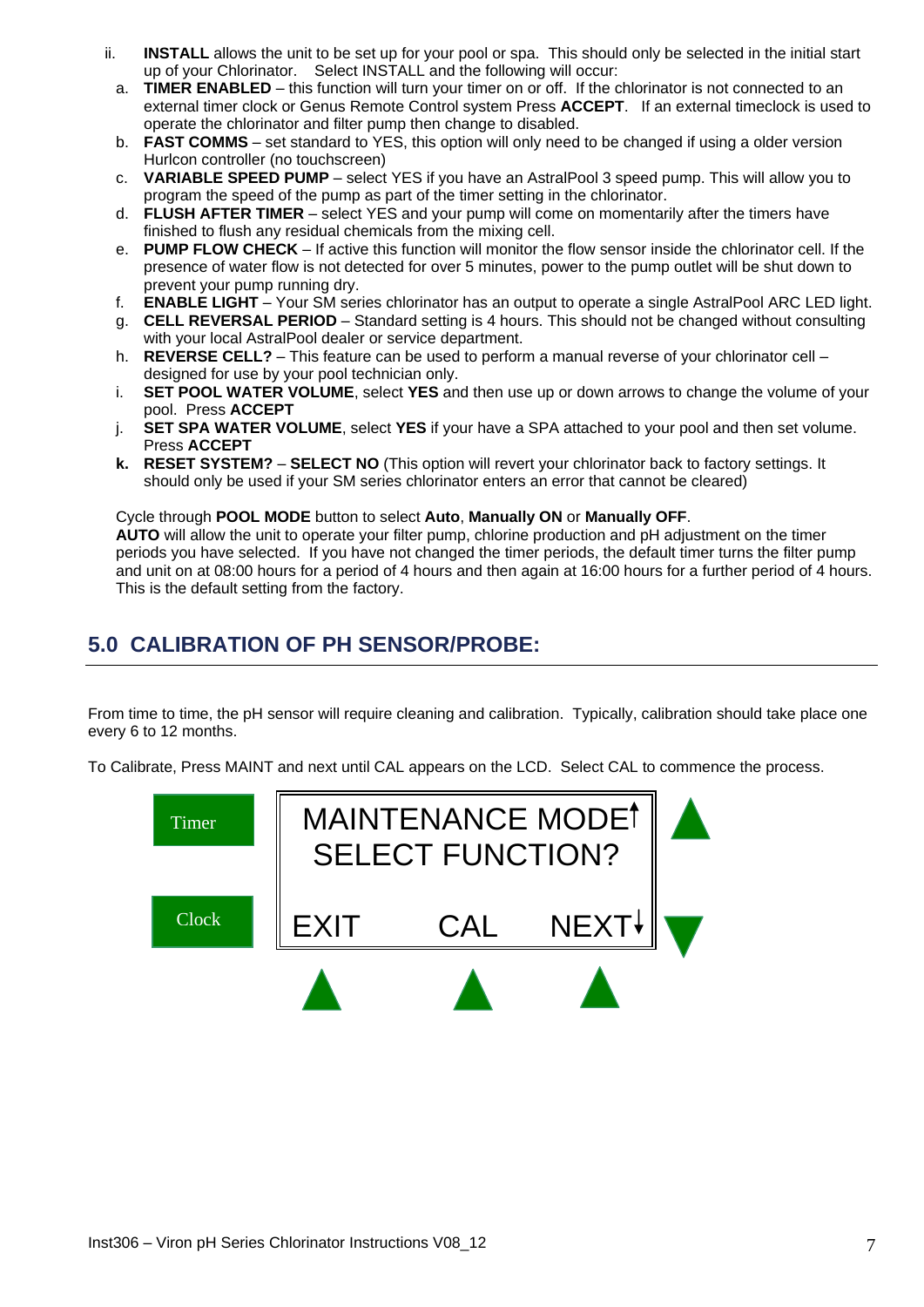ii. **INSTALL** allows the unit to be set up for your pool or spa. This should only be selected in the initial start up of your Chlorinator. Select INSTALL and the following will occur:

a. **TIMER ENABLED** – this function will turn your timer on or off. If the chlorinator is not connected to an external timer clock or Genus Remote Control system Press **ACCEPT**. If an external timeclock is used to operate the chlorinator and filter pump then change to disabled.

b. **FAST COMMS** – set standard to YES, this option will only need to be changed if using a older version Hurlcon controller (no touchscreen)

c. **VARIABLE SPEED PUMP** – select YES if you have an AstralPool 3 speed pump. This will allow you to program the speed of the pump as part of the timer setting in the chlorinator.

d. **FLUSH AFTER TIMER** – select YES and your pump will come on momentarily after the timers have finished to flush any residual chemicals from the mixing cell.

e. **PUMP FLOW CHECK** – If active this function will monitor the flow sensor inside the chlorinator cell. If the presence of water flow is not detected for over 5 minutes, power to the pump outlet will be shut down to prevent your pump running dry.

f. **ENABLE LIGHT** – Your SM series chlorinator has an output to operate a single AstralPool ARC LED light.

g. **CELL REVERSAL PERIOD** – Standard setting is 4 hours. This should not be changed without consulting with your local AstralPool dealer or service department.

h. **REVERSE CELL?** – This feature can be used to perform a manual reverse of your chlorinator cell – designed for use by your pool technician only.

i. **SET POOL WATER VOLUME**, select **YES** and then use up or down arrows to change the volume of your pool. Press **ACCEPT**

j. **SET SPA WATER VOLUME**, select **YES** if your have a SPA attached to your pool and then set volume. Press **ACCEPT**

**k. RESET SYSTEM?** – **SELECT NO** (This option will revert your chlorinator back to factory settings. It should only be used if your SM series chlorinator enters an error that cannot be cleared)

Cycle through **POOL MODE** button to select **Auto**, **Manually ON** or **Manually OFF**.
**AUTO** will allow the unit to operate your filter pump, chlorine production and pH adjustment on the timer periods you have selected. If you have not changed the timer periods, the default timer turns the filter pump and unit on at 08:00 hours for a period of 4 hours and then again at 16:00 hours for a further period of 4 hours. This is the default setting from the factory.

## 5.0 CALIBRATION OF PH SENSOR/PROBE:

From time to time, the pH sensor will require cleaning and calibration. Typically, calibration should take place one every 6 to 12 months.

To Calibrate, Press MAINT and next until CAL appears on the LCD. Select CAL to commence the process.

```
Timer    MAINTENANCE MODE↑
         SELECT FUNCTION?

Clock    EXIT     CAL     NEXT↓
```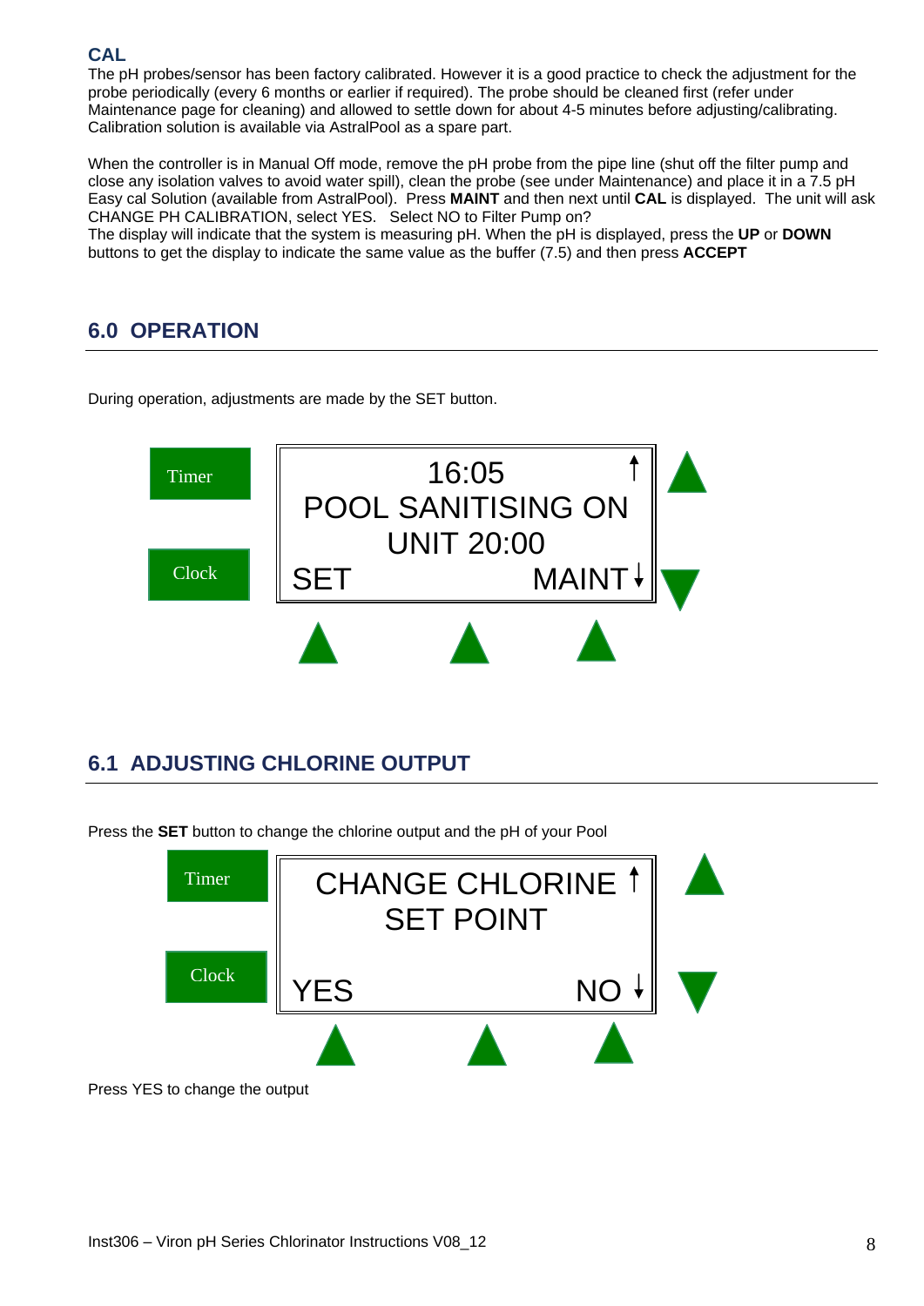## CAL

The pH probes/sensor has been factory calibrated. However it is a good practice to check the adjustment for the probe periodically (every 6 months or earlier if required). The probe should be cleaned first (refer under Maintenance page for cleaning) and allowed to settle down for about 4-5 minutes before adjusting/calibrating. Calibration solution is available via AstralPool as a spare part.

When the controller is in Manual Off mode, remove the pH probe from the pipe line (shut off the filter pump and close any isolation valves to avoid water spill), clean the probe (see under Maintenance) and place it in a 7.5 pH Easy cal Solution (available from AstralPool). Press **MAINT** and then next until **CAL** is displayed. The unit will ask CHANGE PH CALIBRATION, select YES. Select NO to Filter Pump on?
The display will indicate that the system is measuring pH. When the pH is displayed, press the **UP** or **DOWN** buttons to get the display to indicate the same value as the buffer (7.5) and then press **ACCEPT**

## 6.0 OPERATION

During operation, adjustments are made by the SET button.

Timer
Clock

16:05
POOL SANITISING ON
UNIT 20:00
SET MAINT

## 6.1 ADJUSTING CHLORINE OUTPUT

Press the **SET** button to change the chlorine output and the pH of your Pool

Timer
Clock

CHANGE CHLORINE
SET POINT
YES NO

Press YES to change the output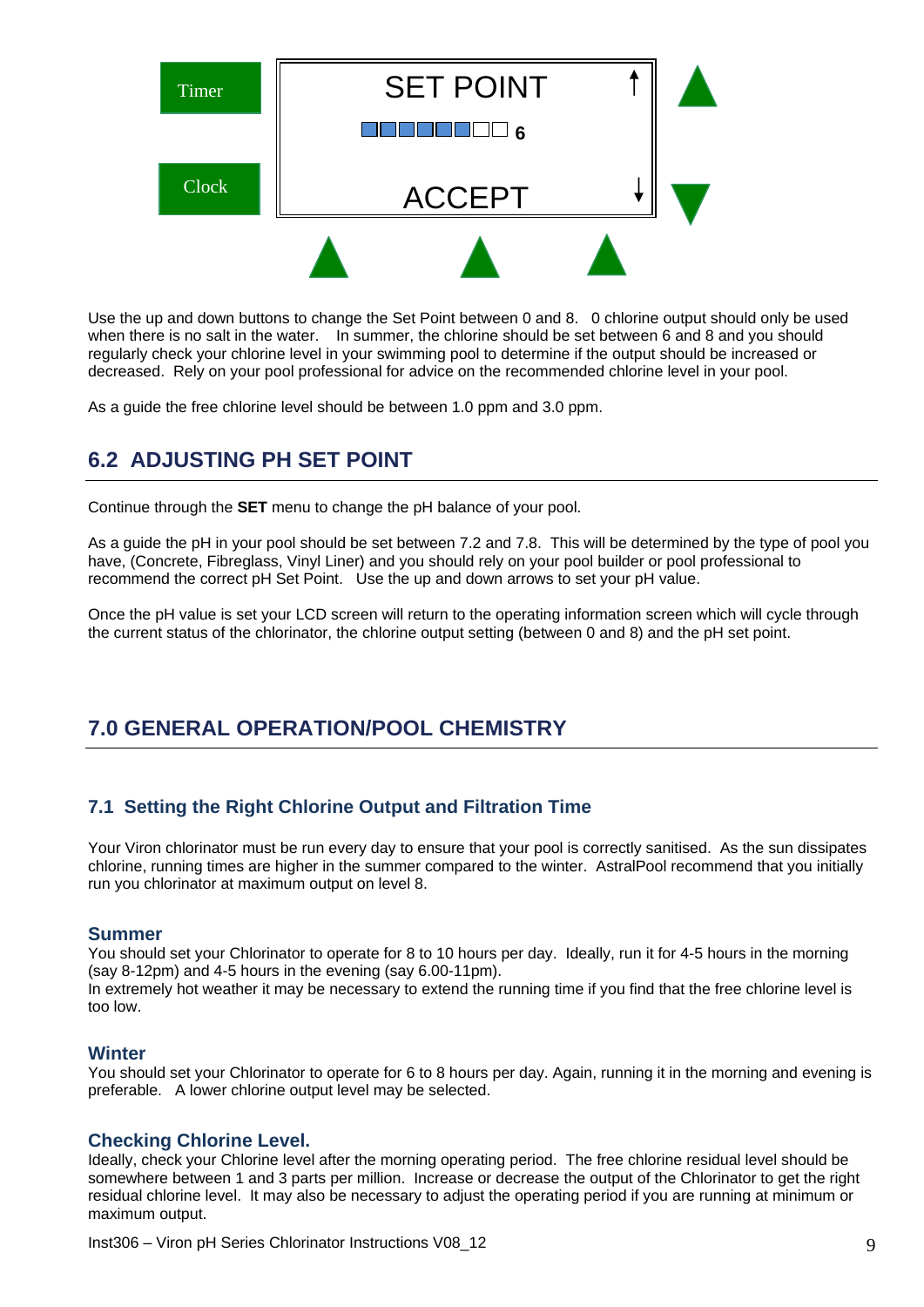Timer

Clock

SET POINT

■■■■■■□□ 6

ACCEPT

Use the up and down buttons to change the Set Point between 0 and 8. 0 chlorine output should only be used when there is no salt in the water. In summer, the chlorine should be set between 6 and 8 and you should regularly check your chlorine level in your swimming pool to determine if the output should be increased or decreased. Rely on your pool professional for advice on the recommended chlorine level in your pool.

As a guide the free chlorine level should be between 1.0 ppm and 3.0 ppm.

## 6.2 ADJUSTING PH SET POINT

Continue through the **SET** menu to change the pH balance of your pool.

As a guide the pH in your pool should be set between 7.2 and 7.8. This will be determined by the type of pool you have, (Concrete, Fibreglass, Vinyl Liner) and you should rely on your pool builder or pool professional to recommend the correct pH Set Point. Use the up and down arrows to set your pH value.

Once the pH value is set your LCD screen will return to the operating information screen which will cycle through the current status of the chlorinator, the chlorine output setting (between 0 and 8) and the pH set point.

## 7.0 GENERAL OPERATION/POOL CHEMISTRY

### 7.1 Setting the Right Chlorine Output and Filtration Time

Your Viron chlorinator must be run every day to ensure that your pool is correctly sanitised. As the sun dissipates chlorine, running times are higher in the summer compared to the winter. AstralPool recommend that you initially run you chlorinator at maximum output on level 8.

#### Summer

You should set your Chlorinator to operate for 8 to 10 hours per day. Ideally, run it for 4-5 hours in the morning (say 8-12pm) and 4-5 hours in the evening (say 6.00-11pm).
In extremely hot weather it may be necessary to extend the running time if you find that the free chlorine level is too low.

#### Winter

You should set your Chlorinator to operate for 6 to 8 hours per day. Again, running it in the morning and evening is preferable. A lower chlorine output level may be selected.

#### Checking Chlorine Level.

Ideally, check your Chlorine level after the morning operating period. The free chlorine residual level should be somewhere between 1 and 3 parts per million. Increase or decrease the output of the Chlorinator to get the right residual chlorine level. It may also be necessary to adjust the operating period if you are running at minimum or maximum output.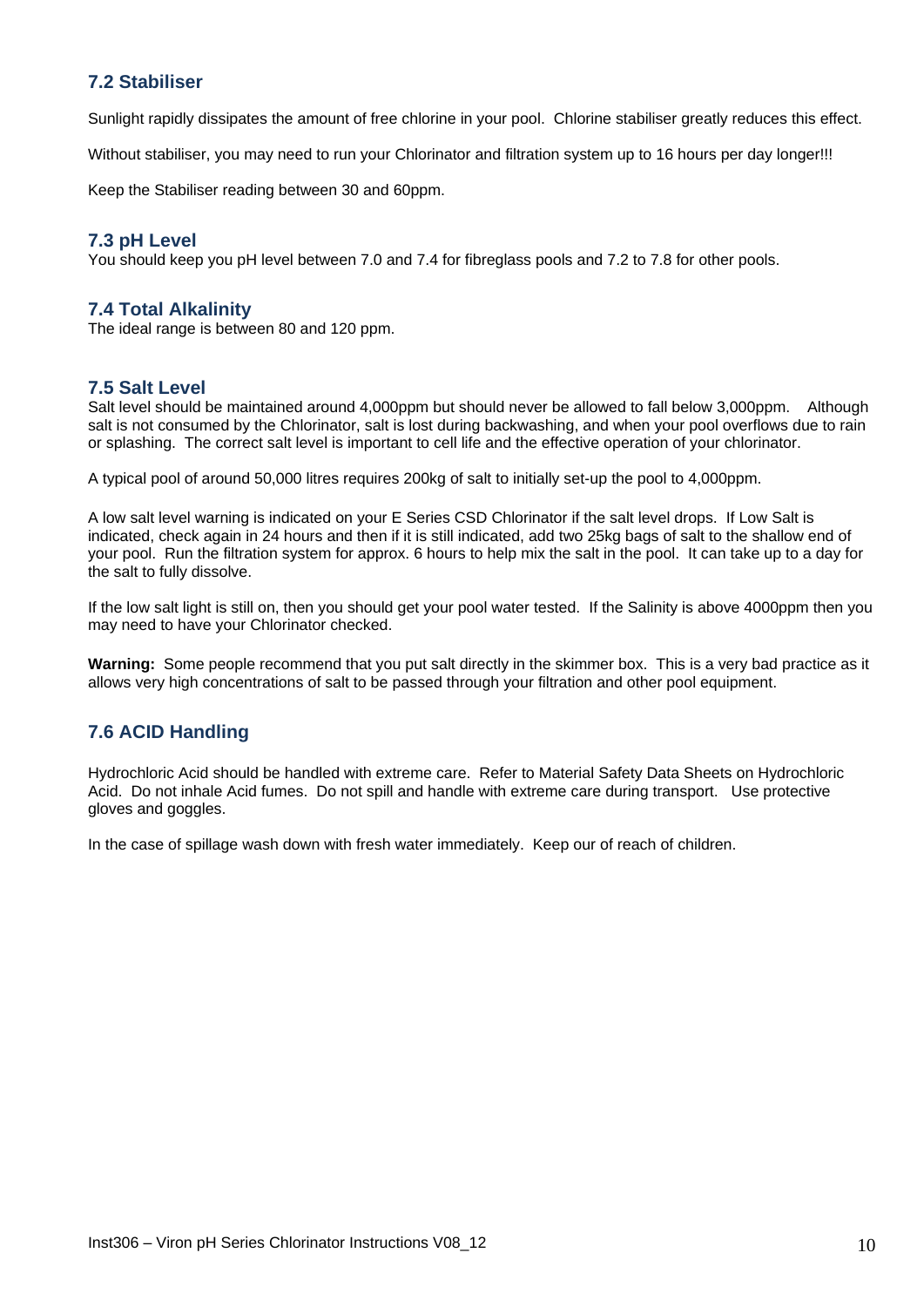## 7.2 Stabiliser

Sunlight rapidly dissipates the amount of free chlorine in your pool. Chlorine stabiliser greatly reduces this effect.

Without stabiliser, you may need to run your Chlorinator and filtration system up to 16 hours per day longer!!!

Keep the Stabiliser reading between 30 and 60ppm.

## 7.3 pH Level

You should keep you pH level between 7.0 and 7.4 for fibreglass pools and 7.2 to 7.8 for other pools.

## 7.4 Total Alkalinity

The ideal range is between 80 and 120 ppm.

## 7.5 Salt Level

Salt level should be maintained around 4,000ppm but should never be allowed to fall below 3,000ppm. Although salt is not consumed by the Chlorinator, salt is lost during backwashing, and when your pool overflows due to rain or splashing. The correct salt level is important to cell life and the effective operation of your chlorinator.

A typical pool of around 50,000 litres requires 200kg of salt to initially set-up the pool to 4,000ppm.

A low salt level warning is indicated on your E Series CSD Chlorinator if the salt level drops. If Low Salt is indicated, check again in 24 hours and then if it is still indicated, add two 25kg bags of salt to the shallow end of your pool. Run the filtration system for approx. 6 hours to help mix the salt in the pool. It can take up to a day for the salt to fully dissolve.

If the low salt light is still on, then you should get your pool water tested. If the Salinity is above 4000ppm then you may need to have your Chlorinator checked.

**Warning:** Some people recommend that you put salt directly in the skimmer box. This is a very bad practice as it allows very high concentrations of salt to be passed through your filtration and other pool equipment.

## 7.6 ACID Handling

Hydrochloric Acid should be handled with extreme care. Refer to Material Safety Data Sheets on Hydrochloric Acid. Do not inhale Acid fumes. Do not spill and handle with extreme care during transport. Use protective gloves and goggles.

In the case of spillage wash down with fresh water immediately. Keep our of reach of children.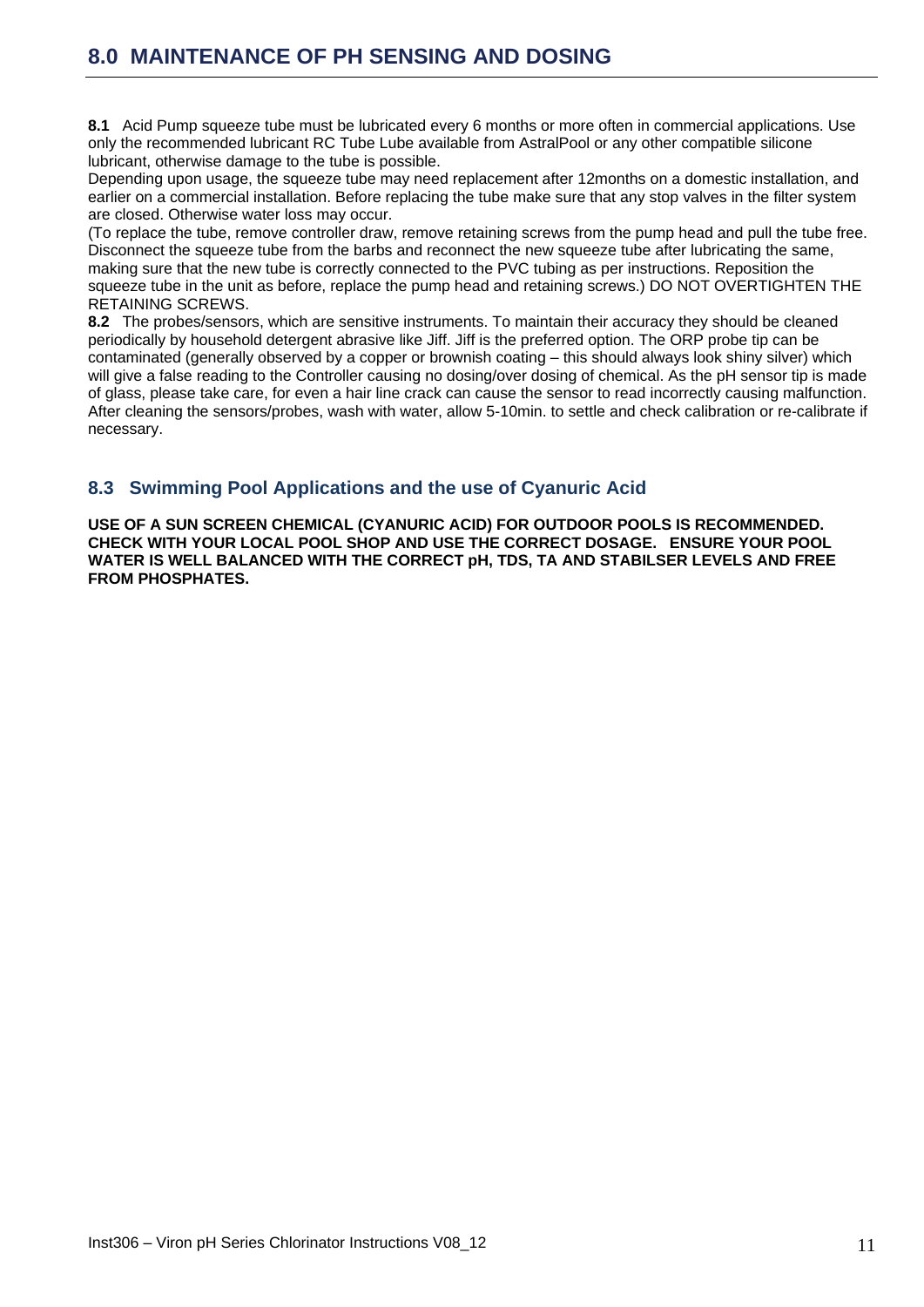# 8.0 MAINTENANCE OF PH SENSING AND DOSING

**8.1** Acid Pump squeeze tube must be lubricated every 6 months or more often in commercial applications. Use only the recommended lubricant RC Tube Lube available from AstralPool or any other compatible silicone lubricant, otherwise damage to the tube is possible.
Depending upon usage, the squeeze tube may need replacement after 12months on a domestic installation, and earlier on a commercial installation. Before replacing the tube make sure that any stop valves in the filter system are closed. Otherwise water loss may occur.
(To replace the tube, remove controller draw, remove retaining screws from the pump head and pull the tube free. Disconnect the squeeze tube from the barbs and reconnect the new squeeze tube after lubricating the same, making sure that the new tube is correctly connected to the PVC tubing as per instructions. Reposition the squeeze tube in the unit as before, replace the pump head and retaining screws.) DO NOT OVERTIGHTEN THE RETAINING SCREWS.
**8.2** The probes/sensors, which are sensitive instruments. To maintain their accuracy they should be cleaned periodically by household detergent abrasive like Jiff. Jiff is the preferred option. The ORP probe tip can be contaminated (generally observed by a copper or brownish coating – this should always look shiny silver) which will give a false reading to the Controller causing no dosing/over dosing of chemical. As the pH sensor tip is made of glass, please take care, for even a hair line crack can cause the sensor to read incorrectly causing malfunction. After cleaning the sensors/probes, wash with water, allow 5-10min. to settle and check calibration or re-calibrate if necessary.

## 8.3 Swimming Pool Applications and the use of Cyanuric Acid

**USE OF A SUN SCREEN CHEMICAL (CYANURIC ACID) FOR OUTDOOR POOLS IS RECOMMENDED. CHECK WITH YOUR LOCAL POOL SHOP AND USE THE CORRECT DOSAGE. ENSURE YOUR POOL WATER IS WELL BALANCED WITH THE CORRECT pH, TDS, TA AND STABILSER LEVELS AND FREE FROM PHOSPHATES.**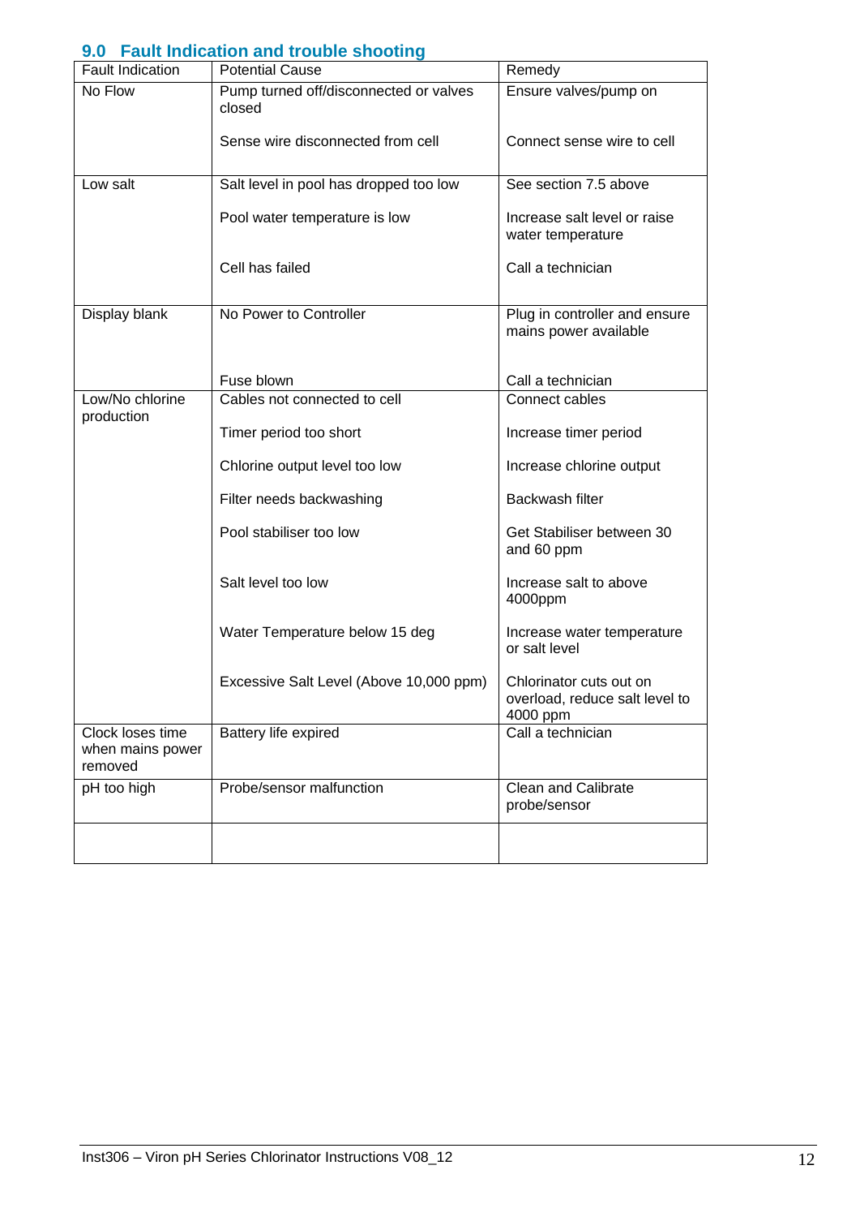## 9.0 Fault Indication and trouble shooting

| Fault Indication | Potential Cause | Remedy |
|---|---|---|
| No Flow | Pump turned off/disconnected or valves closed | Ensure valves/pump on |
| | Sense wire disconnected from cell | Connect sense wire to cell |
| Low salt | Salt level in pool has dropped too low | See section 7.5 above |
| | Pool water temperature is low | Increase salt level or raise water temperature |
| | Cell has failed | Call a technician |
| Display blank | No Power to Controller | Plug in controller and ensure mains power available |
| | Fuse blown | Call a technician |
| Low/No chlorine production | Cables not connected to cell | Connect cables |
| | Timer period too short | Increase timer period |
| | Chlorine output level too low | Increase chlorine output |
| | Filter needs backwashing | Backwash filter |
| | Pool stabiliser too low | Get Stabiliser between 30 and 60 ppm |
| | Salt level too low | Increase salt to above 4000ppm |
| | Water Temperature below 15 deg | Increase water temperature or salt level |
| | Excessive Salt Level (Above 10,000 ppm) | Chlorinator cuts out on overload, reduce salt level to 4000 ppm |
| Clock loses time when mains power removed | Battery life expired | Call a technician |
| pH too high | Probe/sensor malfunction | Clean and Calibrate probe/sensor |
| | | |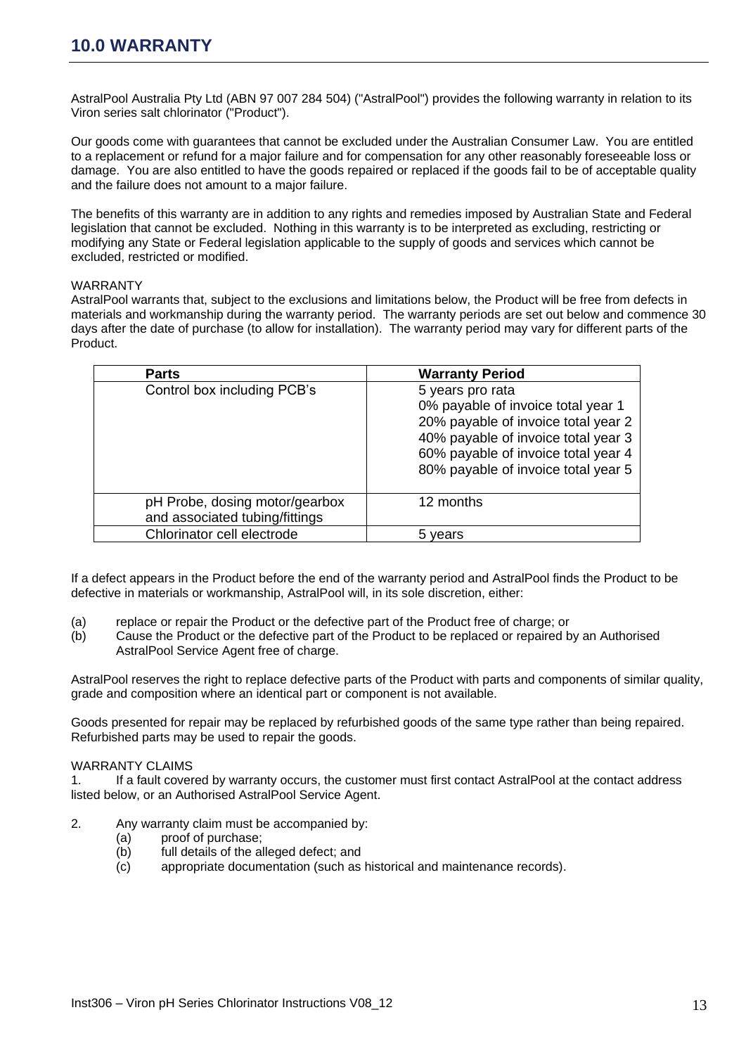# 10.0 WARRANTY

AstralPool Australia Pty Ltd (ABN 97 007 284 504) ("AstralPool") provides the following warranty in relation to its Viron series salt chlorinator ("Product").

Our goods come with guarantees that cannot be excluded under the Australian Consumer Law. You are entitled to a replacement or refund for a major failure and for compensation for any other reasonably foreseeable loss or damage. You are also entitled to have the goods repaired or replaced if the goods fail to be of acceptable quality and the failure does not amount to a major failure.

The benefits of this warranty are in addition to any rights and remedies imposed by Australian State and Federal legislation that cannot be excluded. Nothing in this warranty is to be interpreted as excluding, restricting or modifying any State or Federal legislation applicable to the supply of goods and services which cannot be excluded, restricted or modified.

WARRANTY

AstralPool warrants that, subject to the exclusions and limitations below, the Product will be free from defects in materials and workmanship during the warranty period. The warranty periods are set out below and commence 30 days after the date of purchase (to allow for installation). The warranty period may vary for different parts of the Product.

| Parts | Warranty Period |
|---|---|
| Control box including PCB's | 5 years pro rata<br>0% payable of invoice total year 1<br>20% payable of invoice total year 2<br>40% payable of invoice total year 3<br>60% payable of invoice total year 4<br>80% payable of invoice total year 5 |
| pH Probe, dosing motor/gearbox and associated tubing/fittings | 12 months |
| Chlorinator cell electrode | 5 years |

If a defect appears in the Product before the end of the warranty period and AstralPool finds the Product to be defective in materials or workmanship, AstralPool will, in its sole discretion, either:

(a) replace or repair the Product or the defective part of the Product free of charge; or
(b) Cause the Product or the defective part of the Product to be replaced or repaired by an Authorised AstralPool Service Agent free of charge.

AstralPool reserves the right to replace defective parts of the Product with parts and components of similar quality, grade and composition where an identical part or component is not available.

Goods presented for repair may be replaced by refurbished goods of the same type rather than being repaired. Refurbished parts may be used to repair the goods.

WARRANTY CLAIMS

1. If a fault covered by warranty occurs, the customer must first contact AstralPool at the contact address listed below, or an Authorised AstralPool Service Agent.

2. Any warranty claim must be accompanied by:
   (a) proof of purchase;
   (b) full details of the alleged defect; and
   (c) appropriate documentation (such as historical and maintenance records).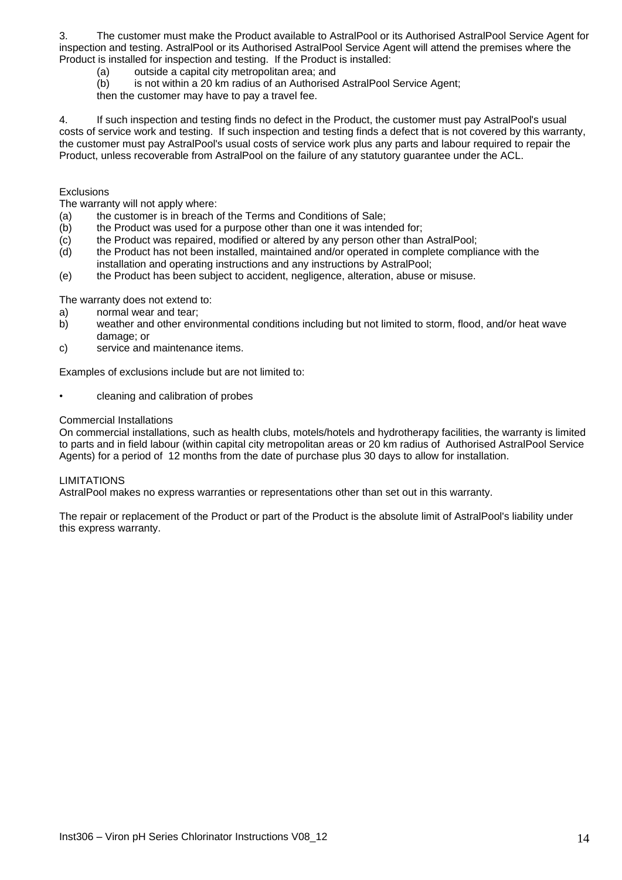3. The customer must make the Product available to AstralPool or its Authorised AstralPool Service Agent for inspection and testing. AstralPool or its Authorised AstralPool Service Agent will attend the premises where the Product is installed for inspection and testing. If the Product is installed:

   (a) outside a capital city metropolitan area; and
   (b) is not within a 20 km radius of an Authorised AstralPool Service Agent;

   then the customer may have to pay a travel fee.

4. If such inspection and testing finds no defect in the Product, the customer must pay AstralPool's usual costs of service work and testing. If such inspection and testing finds a defect that is not covered by this warranty, the customer must pay AstralPool's usual costs of service work plus any parts and labour required to repair the Product, unless recoverable from AstralPool on the failure of any statutory guarantee under the ACL.

Exclusions

The warranty will not apply where:

(a) the customer is in breach of the Terms and Conditions of Sale;
(b) the Product was used for a purpose other than one it was intended for;
(c) the Product was repaired, modified or altered by any person other than AstralPool;
(d) the Product has not been installed, maintained and/or operated in complete compliance with the installation and operating instructions and any instructions by AstralPool;
(e) the Product has been subject to accident, negligence, alteration, abuse or misuse.

The warranty does not extend to:

a) normal wear and tear;
b) weather and other environmental conditions including but not limited to storm, flood, and/or heat wave damage; or
c) service and maintenance items.

Examples of exclusions include but are not limited to:

- cleaning and calibration of probes

Commercial Installations

On commercial installations, such as health clubs, motels/hotels and hydrotherapy facilities, the warranty is limited to parts and in field labour (within capital city metropolitan areas or 20 km radius of Authorised AstralPool Service Agents) for a period of 12 months from the date of purchase plus 30 days to allow for installation.

LIMITATIONS

AstralPool makes no express warranties or representations other than set out in this warranty.

The repair or replacement of the Product or part of the Product is the absolute limit of AstralPool's liability under this express warranty.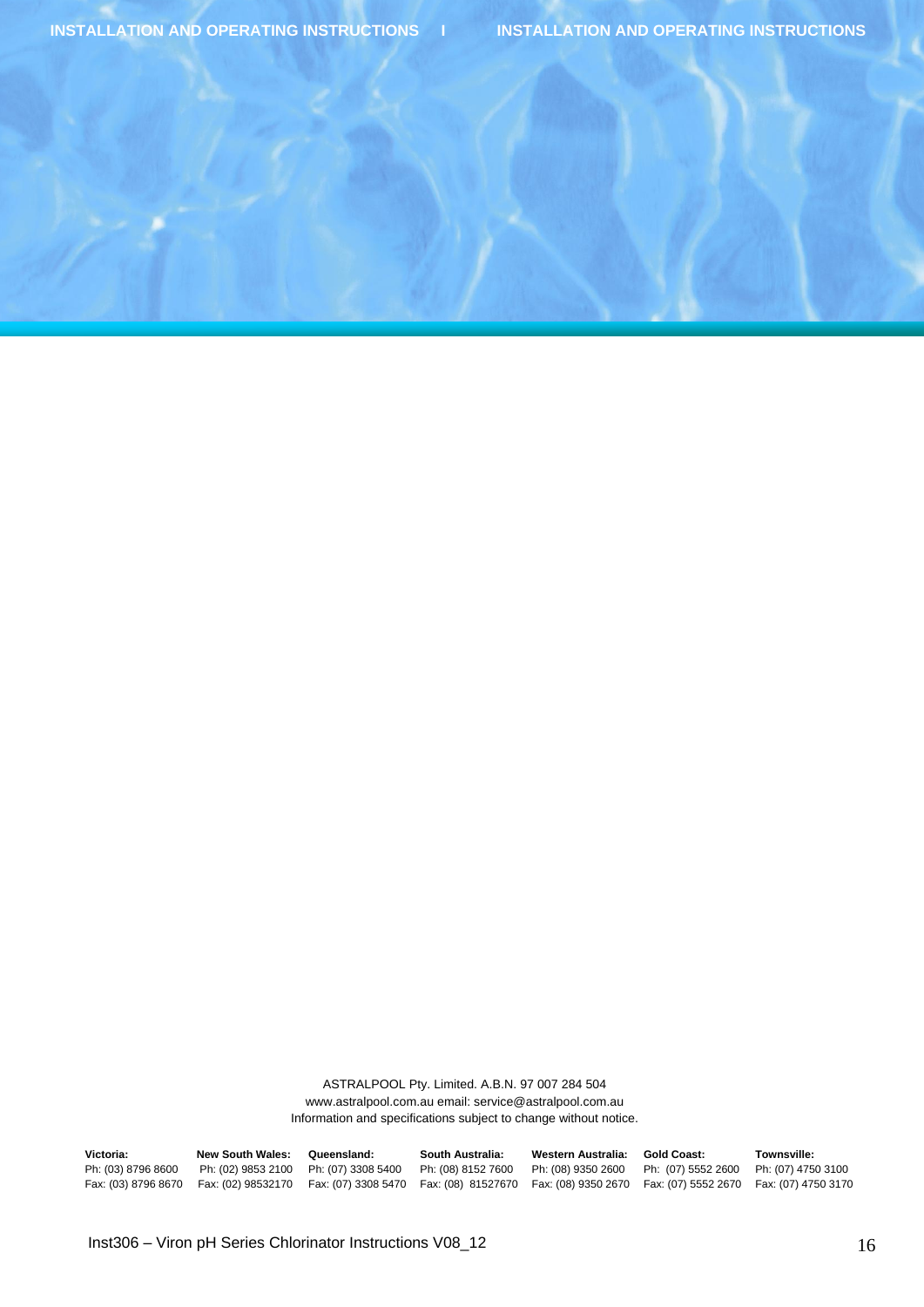ASTRALPOOL Pty. Limited. A.B.N. 97 007 284 504
www.astralpool.com.au email: service@astralpool.com.au
Information and specifications subject to change without notice.

| Victoria: | New South Wales: | Queensland: | South Australia: | Western Australia: | Gold Coast: | Townsville: |
|---|---|---|---|---|---|---|
| Ph: (03) 8796 8600 | Ph: (02) 9853 2100 | Ph: (07) 3308 5400 | Ph: (08) 8152 7600 | Ph: (08) 9350 2600 | Ph: (07) 5552 2600 | Ph: (07) 4750 3100 |
| Fax: (03) 8796 8670 | Fax: (02) 98532170 | Fax: (07) 3308 5470 | Fax: (08) 81527670 | Fax: (08) 9350 2670 | Fax: (07) 5552 2670 | Fax: (07) 4750 3170 |